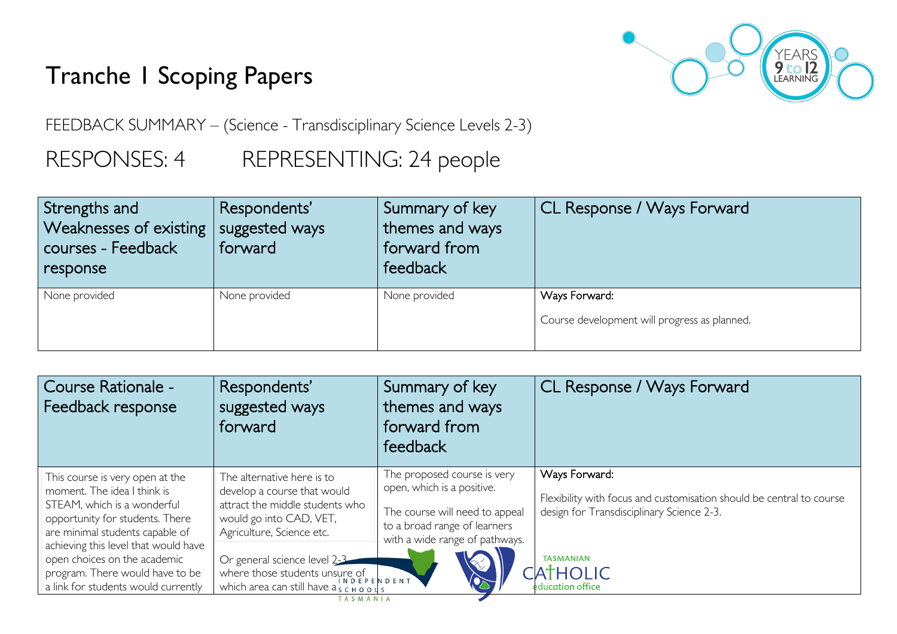# Tranche 1 Scoping Papers

FEEDBACK SUMMARY – (Science - Transdisciplinary Science Levels 2-3)

## RESPONSES: 4 REPRESENTING: 24 people

| Strengths and Weaknesses of existing courses - Feedback response | Respondents' suggested ways forward | Summary of key themes and ways forward from feedback | CL Response / Ways Forward |
|---|---|---|---|
| None provided | None provided | None provided | Ways Forward:<br><br>Course development will progress as planned. |

| Course Rationale - Feedback response | Respondents' suggested ways forward | Summary of key themes and ways forward from feedback | CL Response / Ways Forward |
|---|---|---|---|
| This course is very open at the moment. The idea I think is STEAM, which is a wonderful opportunity for students. There are minimal students capable of achieving this level that would have open choices on the academic program. There would have to be a link for students would currently | The alternative here is to develop a course that would attract the middle students who would go into CAD, VET, Agriculture, Science etc.<br><br>Or general science level 2-3 where those students unsure of which area can still have a | The proposed course is very open, which is a positive.<br><br>The course will need to appeal to a broad range of learners with a wide range of pathways. | Ways Forward:<br><br>Flexibility with focus and customisation should be central to course design for Transdisciplinary Science 2-3. |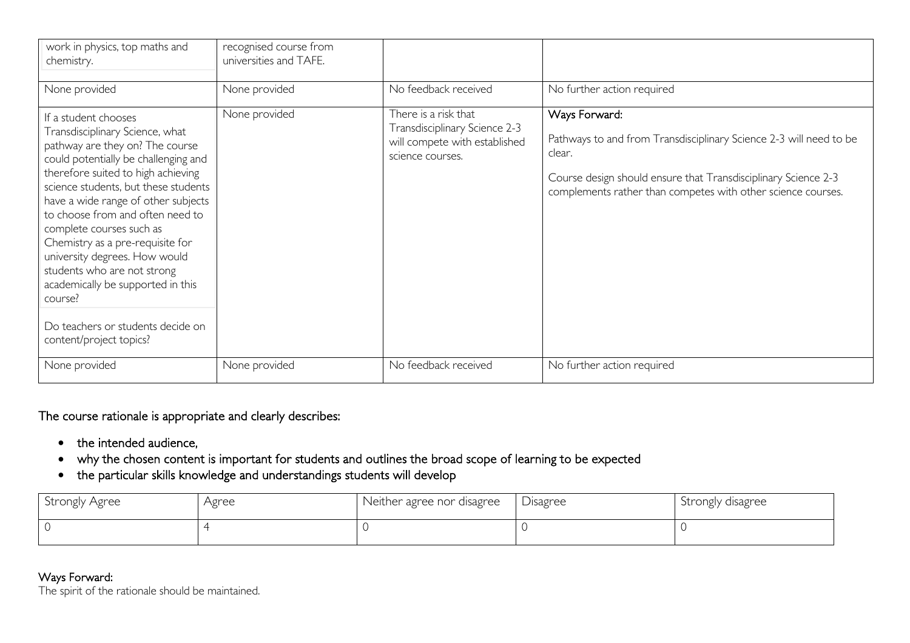| | | | |
|---|---|---|---|
| work in physics, top maths and chemistry. | recognised course from universities and TAFE. | | |
| None provided | None provided | No feedback received | No further action required |
| If a student chooses Transdisciplinary Science, what pathway are they on? The course could potentially be challenging and therefore suited to high achieving science students, but these students have a wide range of other subjects to choose from and often need to complete courses such as Chemistry as a pre-requisite for university degrees. How would students who are not strong academically be supported in this course?<br><br>Do teachers or students decide on content/project topics? | None provided | There is a risk that Transdisciplinary Science 2-3 will compete with established science courses. | Ways Forward:<br><br>Pathways to and from Transdisciplinary Science 2-3 will need to be clear.<br><br>Course design should ensure that Transdisciplinary Science 2-3 complements rather than competes with other science courses. |
| None provided | None provided | No feedback received | No further action required |

The course rationale is appropriate and clearly describes:

- the intended audience,
- why the chosen content is important for students and outlines the broad scope of learning to be expected
- the particular skills knowledge and understandings students will develop

| Strongly Agree | Agree | Neither agree nor disagree | Disagree | Strongly disagree |
|---|---|---|---|---|
| 0 | 4 | 0 | 0 | 0 |

Ways Forward:

The spirit of the rationale should be maintained.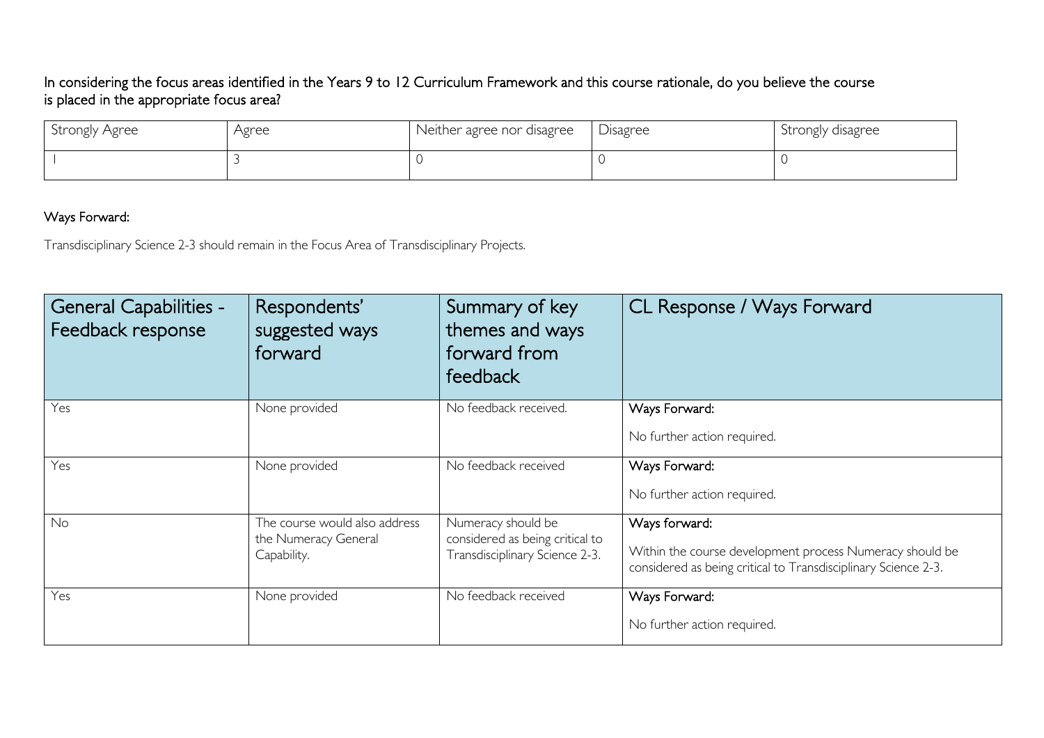In considering the focus areas identified in the Years 9 to 12 Curriculum Framework and this course rationale, do you believe the course is placed in the appropriate focus area?

| Strongly Agree | Agree | Neither agree nor disagree | Disagree | Strongly disagree |
|---|---|---|---|---|
| 1 | 3 | 0 | 0 | 0 |

Ways Forward:

Transdisciplinary Science 2-3 should remain in the Focus Area of Transdisciplinary Projects.

| General Capabilities - Feedback response | Respondents' suggested ways forward | Summary of key themes and ways forward from feedback | CL Response / Ways Forward |
|---|---|---|---|
| Yes | None provided | No feedback received. | Ways Forward: No further action required. |
| Yes | None provided | No feedback received | Ways Forward: No further action required. |
| No | The course would also address the Numeracy General Capability. | Numeracy should be considered as being critical to Transdisciplinary Science 2-3. | Ways forward: Within the course development process Numeracy should be considered as being critical to Transdisciplinary Science 2-3. |
| Yes | None provided | No feedback received | Ways Forward: No further action required. |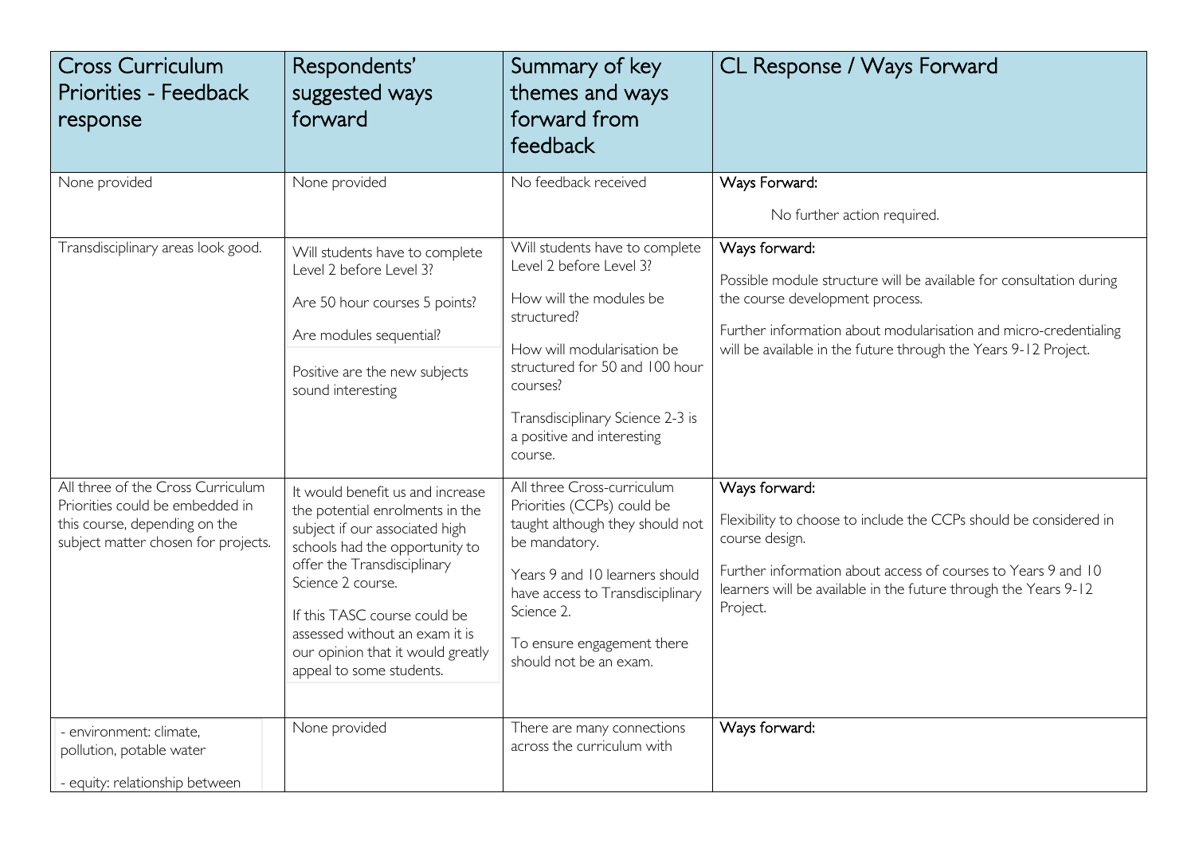| Cross Curriculum Priorities - Feedback response | Respondents' suggested ways forward | Summary of key themes and ways forward from feedback | CL Response / Ways Forward |
|---|---|---|---|
| None provided | None provided | No feedback received | Ways Forward:<br><br>No further action required. |
| Transdisciplinary areas look good. | Will students have to complete Level 2 before Level 3?<br><br>Are 50 hour courses 5 points?<br><br>Are modules sequential?<br><br>Positive are the new subjects sound interesting | Will students have to complete Level 2 before Level 3?<br><br>How will the modules be structured?<br><br>How will modularisation be structured for 50 and 100 hour courses?<br><br>Transdisciplinary Science 2-3 is a positive and interesting course. | Ways forward:<br><br>Possible module structure will be available for consultation during the course development process.<br><br>Further information about modularisation and micro-credentialing will be available in the future through the Years 9-12 Project. |
| All three of the Cross Curriculum Priorities could be embedded in this course, depending on the subject matter chosen for projects. | It would benefit us and increase the potential enrolments in the subject if our associated high schools had the opportunity to offer the Transdisciplinary Science 2 course.<br><br>If this TASC course could be assessed without an exam it is our opinion that it would greatly appeal to some students. | All three Cross-curriculum Priorities (CCPs) could be taught although they should not be mandatory.<br><br>Years 9 and 10 learners should have access to Transdisciplinary Science 2.<br><br>To ensure engagement there should not be an exam. | Ways forward:<br><br>Flexibility to choose to include the CCPs should be considered in course design.<br><br>Further information about access of courses to Years 9 and 10 learners will be available in the future through the Years 9-12 Project. |
| - environment: climate, pollution, potable water<br><br>- equity: relationship between | None provided | There are many connections across the curriculum with | Ways forward: |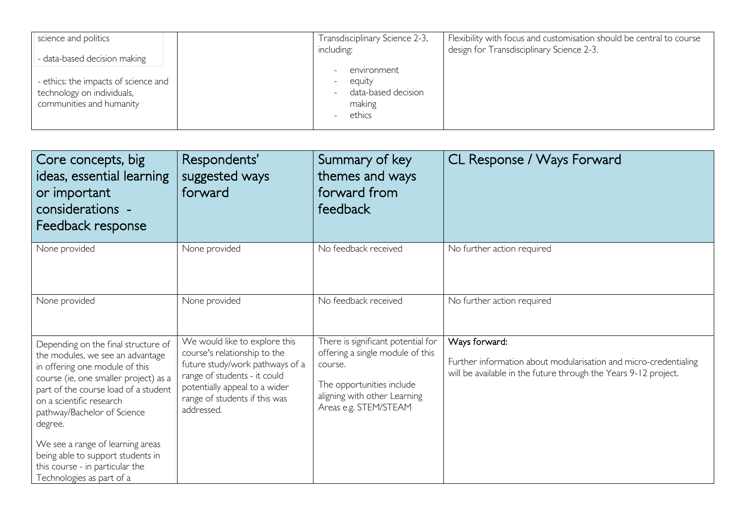| | | | |
|---|---|---|---|
| science and politics<br><br>- data-based decision making<br><br>- ethics: the impacts of science and technology on individuals, communities and humanity | | Transdisciplinary Science 2-3, including:<br><br>- environment<br>- equity<br>- data-based decision making<br>- ethics | Flexibility with focus and customisation should be central to course design for Transdisciplinary Science 2-3. |

| Core concepts, big ideas, essential learning or important considerations - Feedback response | Respondents' suggested ways forward | Summary of key themes and ways forward from feedback | CL Response / Ways Forward |
|---|---|---|---|
| None provided | None provided | No feedback received | No further action required |
| None provided | None provided | No feedback received | No further action required |
| Depending on the final structure of the modules, we see an advantage in offering one module of this course (ie, one smaller project) as a part of the course load of a student on a scientific research pathway/Bachelor of Science degree.<br><br>We see a range of learning areas being able to support students in this course - in particular the Technologies as part of a | We would like to explore this course's relationship to the future study/work pathways of a range of students - it could potentially appeal to a wider range of students if this was addressed. | There is significant potential for offering a single module of this course.<br><br>The opportunities include aligning with other Learning Areas e.g. STEM/STEAM | Ways forward:<br><br>Further information about modularisation and micro-credentialing will be available in the future through the Years 9-12 project. |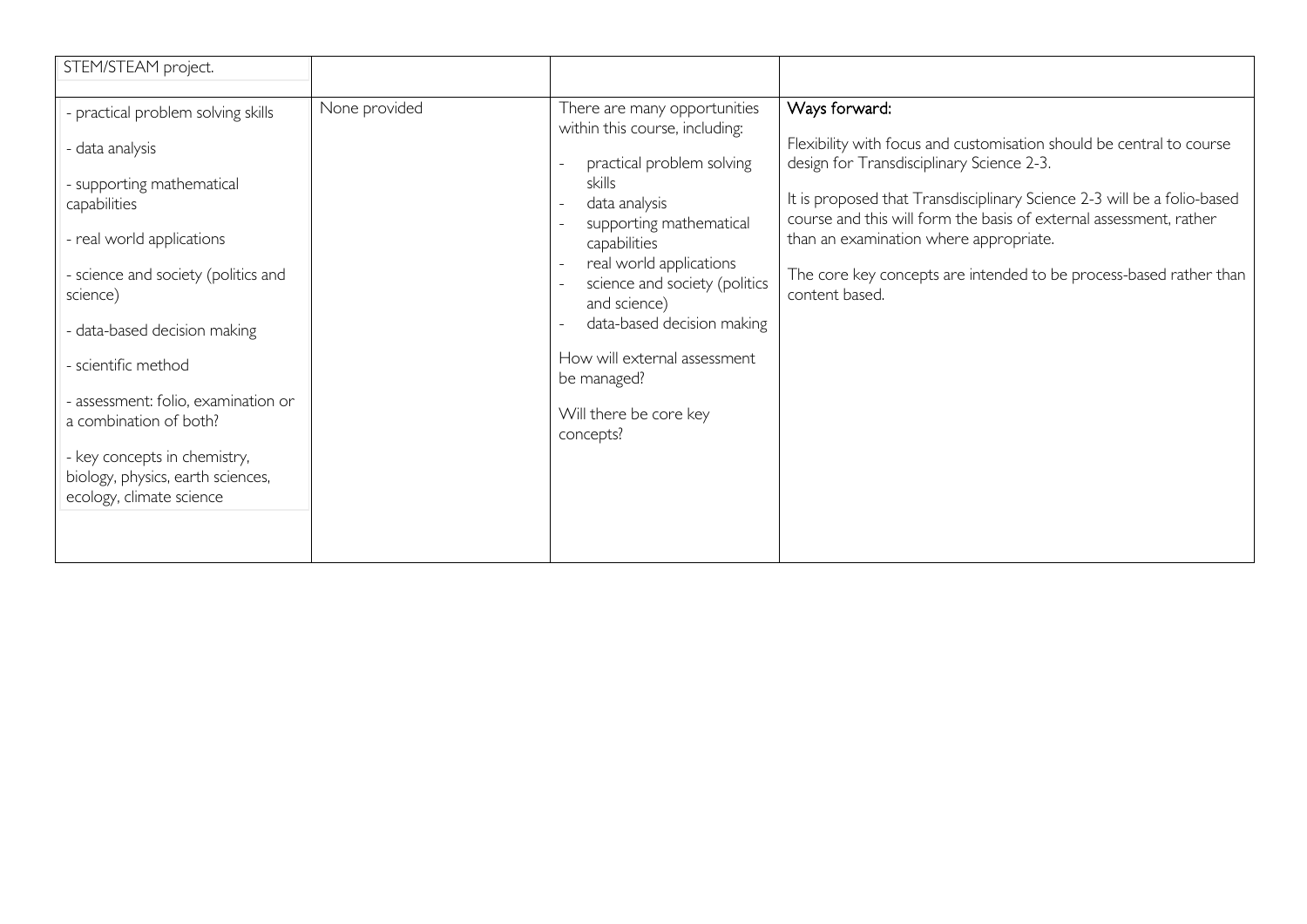| | | | |
|---|---|---|---|
| STEM/STEAM project. | | | |
| - practical problem solving skills<br><br>- data analysis<br><br>- supporting mathematical capabilities<br><br>- real world applications<br><br>- science and society (politics and science)<br><br>- data-based decision making<br><br>- scientific method<br><br>- assessment: folio, examination or a combination of both?<br><br>- key concepts in chemistry, biology, physics, earth sciences, ecology, climate science | None provided | There are many opportunities within this course, including:<br>- practical problem solving skills<br>- data analysis<br>- supporting mathematical capabilities<br>- real world applications<br>- science and society (politics and science)<br>- data-based decision making<br><br>How will external assessment be managed?<br><br>Will there be core key concepts? | **Ways forward:**<br><br>Flexibility with focus and customisation should be central to course design for Transdisciplinary Science 2-3.<br><br>It is proposed that Transdisciplinary Science 2-3 will be a folio-based course and this will form the basis of external assessment, rather than an examination where appropriate.<br><br>The core key concepts are intended to be process-based rather than content based. |